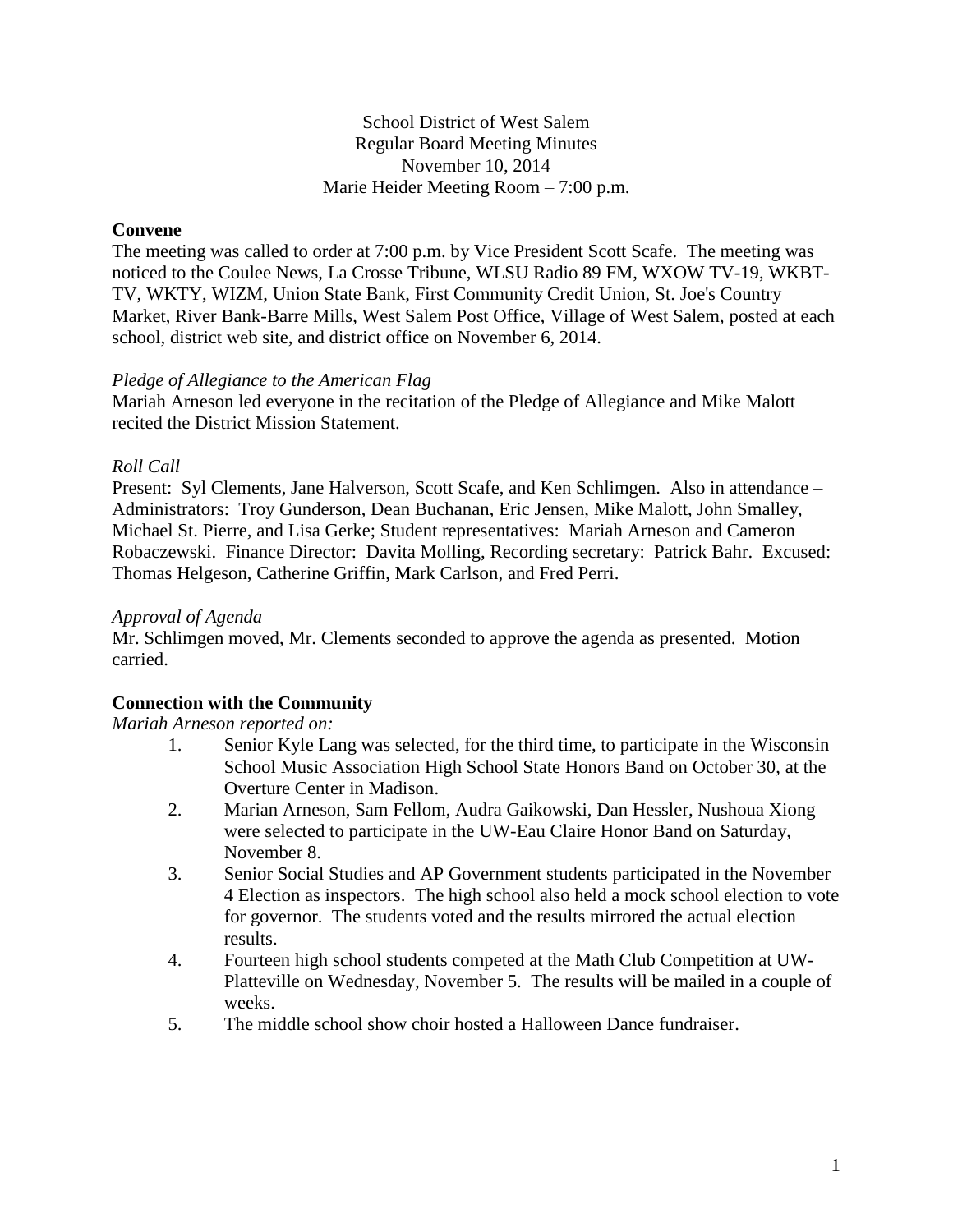School District of West Salem
Regular Board Meeting Minutes
November 10, 2014
Marie Heider Meeting Room – 7:00 p.m.

**Convene**

The meeting was called to order at 7:00 p.m. by Vice President Scott Scafe. The meeting was noticed to the Coulee News, La Crosse Tribune, WLSU Radio 89 FM, WXOW TV-19, WKBT-TV, WKTY, WIZM, Union State Bank, First Community Credit Union, St. Joe's Country Market, River Bank-Barre Mills, West Salem Post Office, Village of West Salem, posted at each school, district web site, and district office on November 6, 2014.

*Pledge of Allegiance to the American Flag*

Mariah Arneson led everyone in the recitation of the Pledge of Allegiance and Mike Malott recited the District Mission Statement.

*Roll Call*

Present: Syl Clements, Jane Halverson, Scott Scafe, and Ken Schlimgen. Also in attendance – Administrators: Troy Gunderson, Dean Buchanan, Eric Jensen, Mike Malott, John Smalley, Michael St. Pierre, and Lisa Gerke; Student representatives: Mariah Arneson and Cameron Robaczewski. Finance Director: Davita Molling, Recording secretary: Patrick Bahr. Excused: Thomas Helgeson, Catherine Griffin, Mark Carlson, and Fred Perri.

*Approval of Agenda*

Mr. Schlimgen moved, Mr. Clements seconded to approve the agenda as presented. Motion carried.

**Connection with the Community**

*Mariah Arneson reported on:*

1. Senior Kyle Lang was selected, for the third time, to participate in the Wisconsin School Music Association High School State Honors Band on October 30, at the Overture Center in Madison.
2. Marian Arneson, Sam Fellom, Audra Gaikowski, Dan Hessler, Nushoua Xiong were selected to participate in the UW-Eau Claire Honor Band on Saturday, November 8.
3. Senior Social Studies and AP Government students participated in the November 4 Election as inspectors. The high school also held a mock school election to vote for governor. The students voted and the results mirrored the actual election results.
4. Fourteen high school students competed at the Math Club Competition at UW-Platteville on Wednesday, November 5. The results will be mailed in a couple of weeks.
5. The middle school show choir hosted a Halloween Dance fundraiser.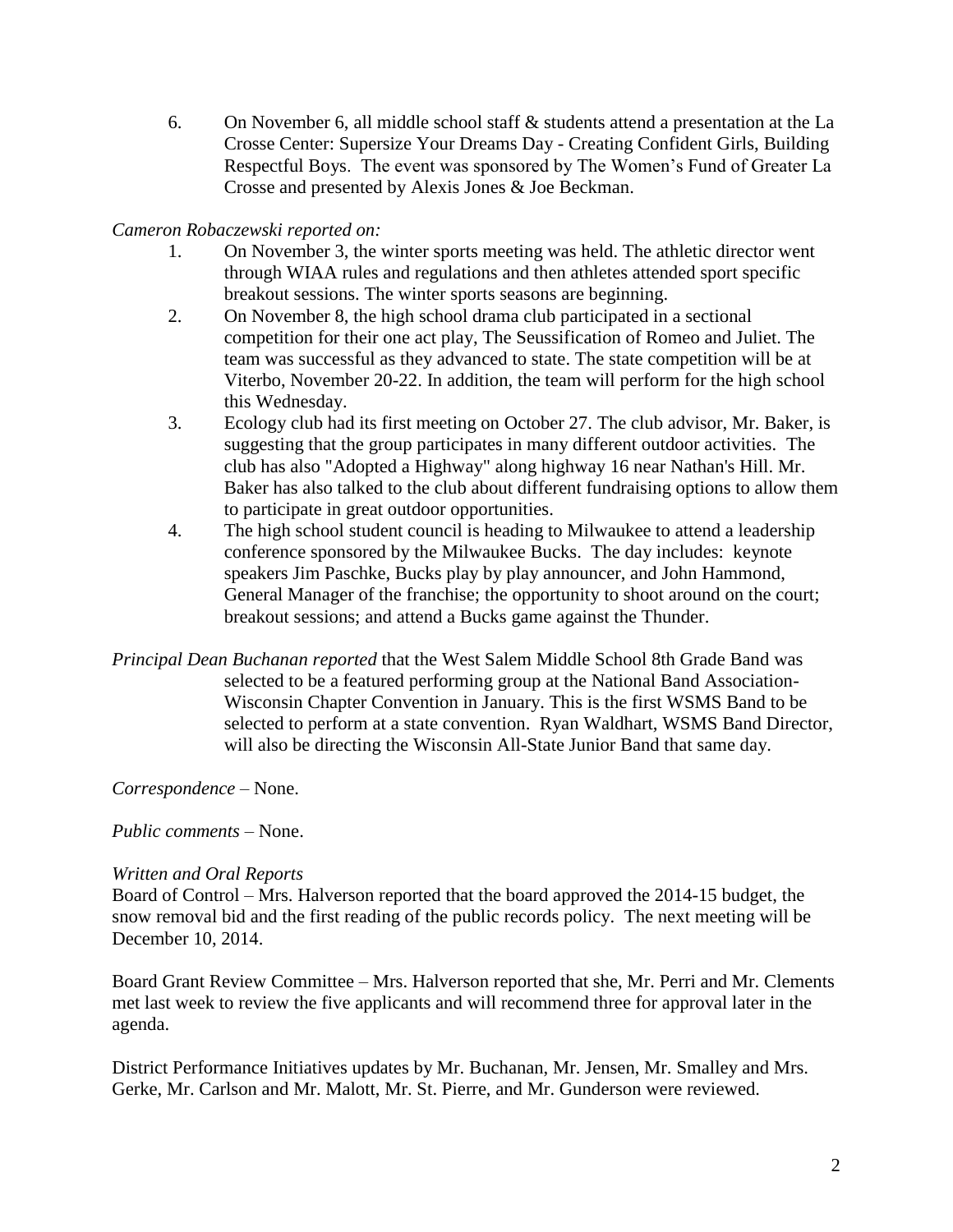6. On November 6, all middle school staff & students attend a presentation at the La Crosse Center: Supersize Your Dreams Day - Creating Confident Girls, Building Respectful Boys. The event was sponsored by The Women's Fund of Greater La Crosse and presented by Alexis Jones & Joe Beckman.

*Cameron Robaczewski reported on:*

1. On November 3, the winter sports meeting was held. The athletic director went through WIAA rules and regulations and then athletes attended sport specific breakout sessions. The winter sports seasons are beginning.
2. On November 8, the high school drama club participated in a sectional competition for their one act play, The Seussification of Romeo and Juliet. The team was successful as they advanced to state. The state competition will be at Viterbo, November 20-22. In addition, the team will perform for the high school this Wednesday.
3. Ecology club had its first meeting on October 27. The club advisor, Mr. Baker, is suggesting that the group participates in many different outdoor activities. The club has also "Adopted a Highway" along highway 16 near Nathan's Hill. Mr. Baker has also talked to the club about different fundraising options to allow them to participate in great outdoor opportunities.
4. The high school student council is heading to Milwaukee to attend a leadership conference sponsored by the Milwaukee Bucks. The day includes: keynote speakers Jim Paschke, Bucks play by play announcer, and John Hammond, General Manager of the franchise; the opportunity to shoot around on the court; breakout sessions; and attend a Bucks game against the Thunder.

*Principal Dean Buchanan reported* that the West Salem Middle School 8th Grade Band was selected to be a featured performing group at the National Band Association-Wisconsin Chapter Convention in January. This is the first WSMS Band to be selected to perform at a state convention. Ryan Waldhart, WSMS Band Director, will also be directing the Wisconsin All-State Junior Band that same day.

*Correspondence* – None.

*Public comments* – None.

*Written and Oral Reports*

Board of Control – Mrs. Halverson reported that the board approved the 2014-15 budget, the snow removal bid and the first reading of the public records policy. The next meeting will be December 10, 2014.

Board Grant Review Committee – Mrs. Halverson reported that she, Mr. Perri and Mr. Clements met last week to review the five applicants and will recommend three for approval later in the agenda.

District Performance Initiatives updates by Mr. Buchanan, Mr. Jensen, Mr. Smalley and Mrs. Gerke, Mr. Carlson and Mr. Malott, Mr. St. Pierre, and Mr. Gunderson were reviewed.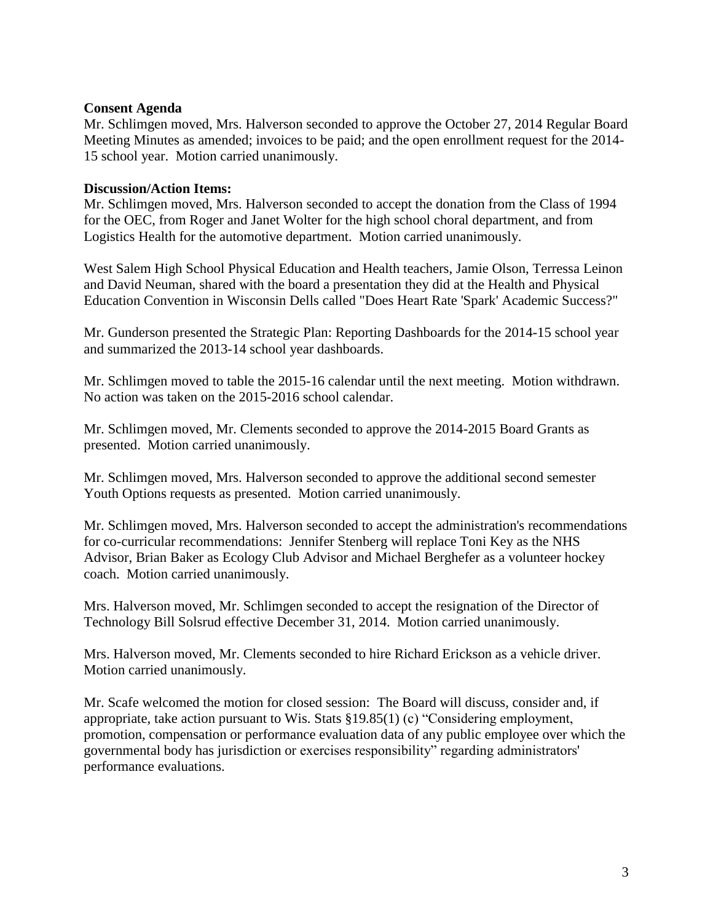**Consent Agenda**

Mr. Schlimgen moved, Mrs. Halverson seconded to approve the October 27, 2014 Regular Board Meeting Minutes as amended; invoices to be paid; and the open enrollment request for the 2014-15 school year. Motion carried unanimously.

**Discussion/Action Items:**

Mr. Schlimgen moved, Mrs. Halverson seconded to accept the donation from the Class of 1994 for the OEC, from Roger and Janet Wolter for the high school choral department, and from Logistics Health for the automotive department. Motion carried unanimously.

West Salem High School Physical Education and Health teachers, Jamie Olson, Terressa Leinon and David Neuman, shared with the board a presentation they did at the Health and Physical Education Convention in Wisconsin Dells called "Does Heart Rate 'Spark' Academic Success?"

Mr. Gunderson presented the Strategic Plan: Reporting Dashboards for the 2014-15 school year and summarized the 2013-14 school year dashboards.

Mr. Schlimgen moved to table the 2015-16 calendar until the next meeting. Motion withdrawn. No action was taken on the 2015-2016 school calendar.

Mr. Schlimgen moved, Mr. Clements seconded to approve the 2014-2015 Board Grants as presented. Motion carried unanimously.

Mr. Schlimgen moved, Mrs. Halverson seconded to approve the additional second semester Youth Options requests as presented. Motion carried unanimously.

Mr. Schlimgen moved, Mrs. Halverson seconded to accept the administration's recommendations for co-curricular recommendations: Jennifer Stenberg will replace Toni Key as the NHS Advisor, Brian Baker as Ecology Club Advisor and Michael Berghefer as a volunteer hockey coach. Motion carried unanimously.

Mrs. Halverson moved, Mr. Schlimgen seconded to accept the resignation of the Director of Technology Bill Solsrud effective December 31, 2014. Motion carried unanimously.

Mrs. Halverson moved, Mr. Clements seconded to hire Richard Erickson as a vehicle driver. Motion carried unanimously.

Mr. Scafe welcomed the motion for closed session: The Board will discuss, consider and, if appropriate, take action pursuant to Wis. Stats §19.85(1) (c) "Considering employment, promotion, compensation or performance evaluation data of any public employee over which the governmental body has jurisdiction or exercises responsibility" regarding administrators' performance evaluations.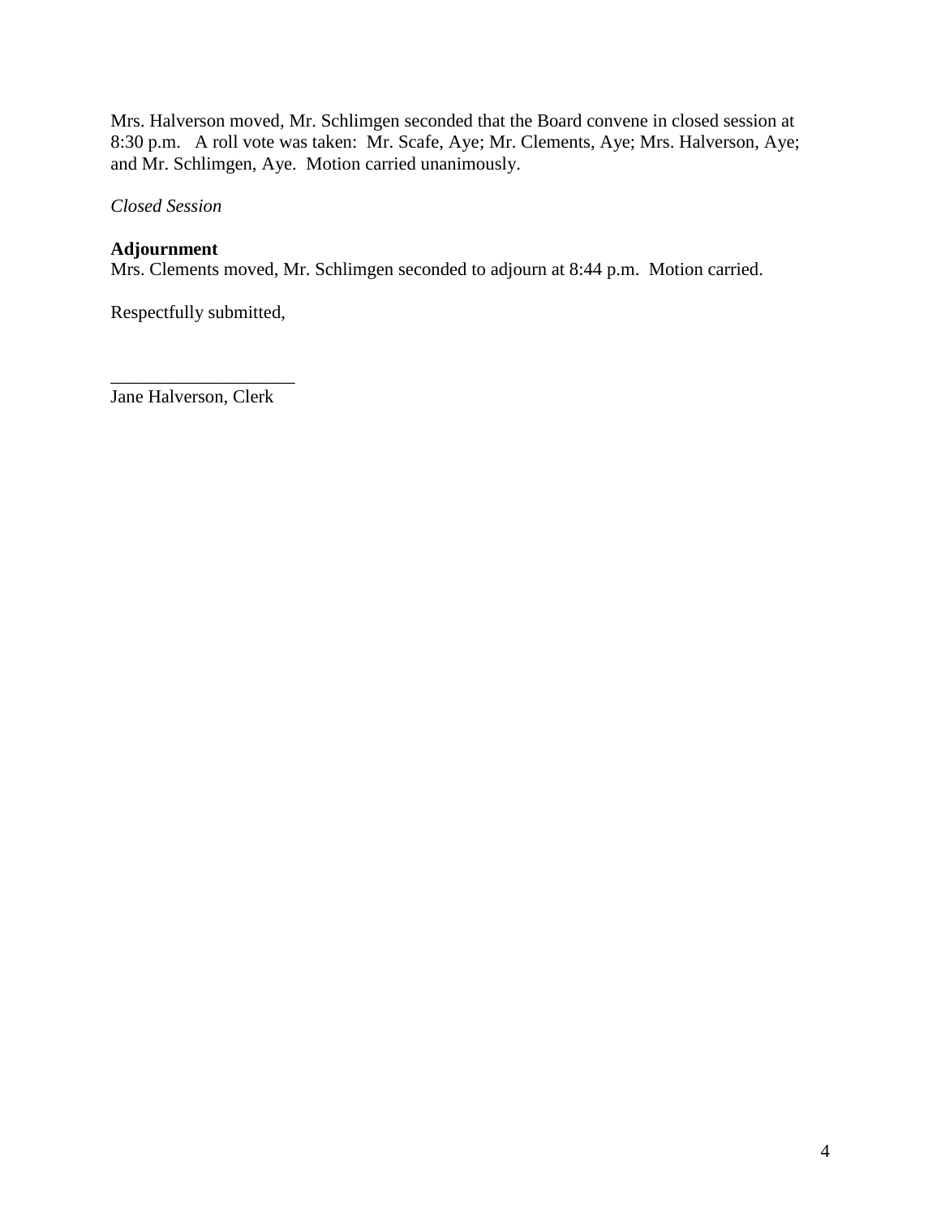Mrs. Halverson moved, Mr. Schlimgen seconded that the Board convene in closed session at 8:30 p.m. A roll vote was taken: Mr. Scafe, Aye; Mr. Clements, Aye; Mrs. Halverson, Aye; and Mr. Schlimgen, Aye. Motion carried unanimously.

*Closed Session*

**Adjournment**
Mrs. Clements moved, Mr. Schlimgen seconded to adjourn at 8:44 p.m. Motion carried.

Respectfully submitted,

____________________
Jane Halverson, Clerk